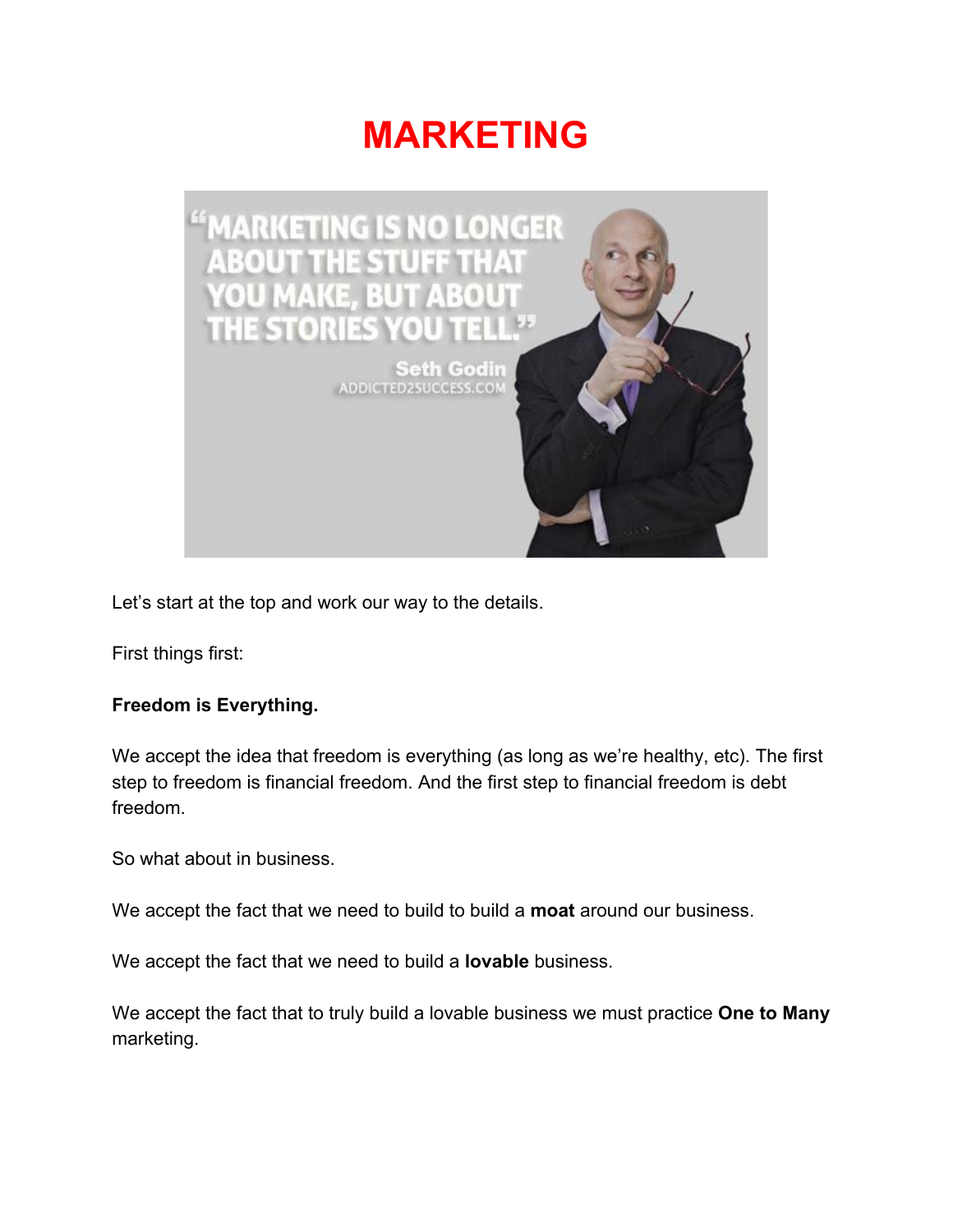# MARKETING

Let's start at the top and work our way to the details.

First things first:

**Freedom is Everything.**

We accept the idea that freedom is everything (as long as we're healthy, etc). The first step to freedom is financial freedom. And the first step to financial freedom is debt freedom.

So what about in business.

We accept the fact that we need to build to build a **moat** around our business.

We accept the fact that we need to build a **lovable** business.

We accept the fact that to truly build a lovable business we must practice **One to Many** marketing.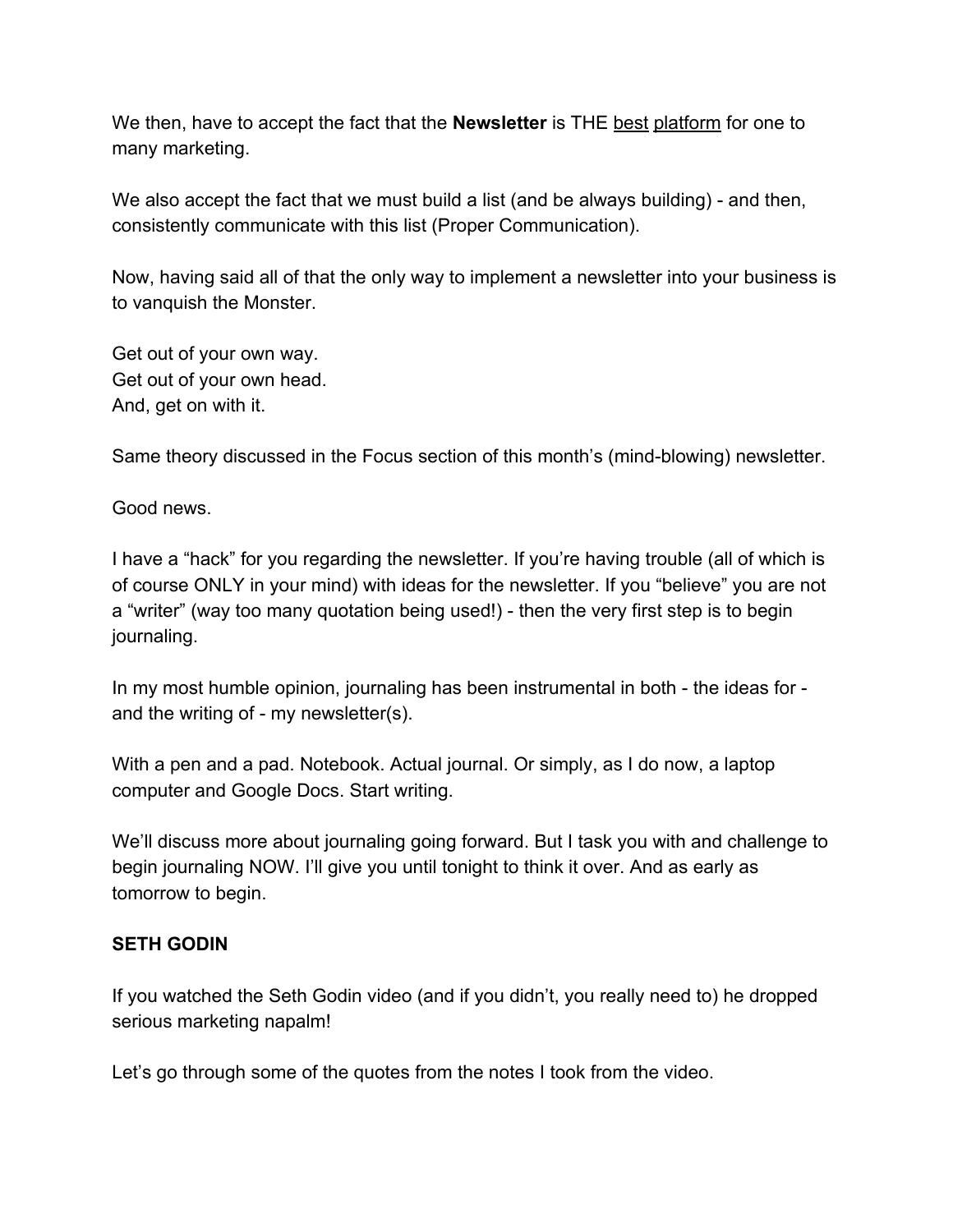We then, have to accept the fact that the **Newsletter** is THE <u>best</u> <u>platform</u> for one to many marketing.

We also accept the fact that we must build a list (and be always building) - and then, consistently communicate with this list (Proper Communication).

Now, having said all of that the only way to implement a newsletter into your business is to vanquish the Monster.

Get out of your own way.
Get out of your own head.
And, get on with it.

Same theory discussed in the Focus section of this month's (mind-blowing) newsletter.

Good news.

I have a "hack" for you regarding the newsletter. If you're having trouble (all of which is of course ONLY in your mind) with ideas for the newsletter. If you "believe" you are not a "writer" (way too many quotation being used!) - then the very first step is to begin journaling.

In my most humble opinion, journaling has been instrumental in both - the ideas for - and the writing of - my newsletter(s).

With a pen and a pad. Notebook. Actual journal. Or simply, as I do now, a laptop computer and Google Docs. Start writing.

We'll discuss more about journaling going forward. But I task you with and challenge to begin journaling NOW. I'll give you until tonight to think it over. And as early as tomorrow to begin.

**SETH GODIN**

If you watched the Seth Godin video (and if you didn't, you really need to) he dropped serious marketing napalm!

Let's go through some of the quotes from the notes I took from the video.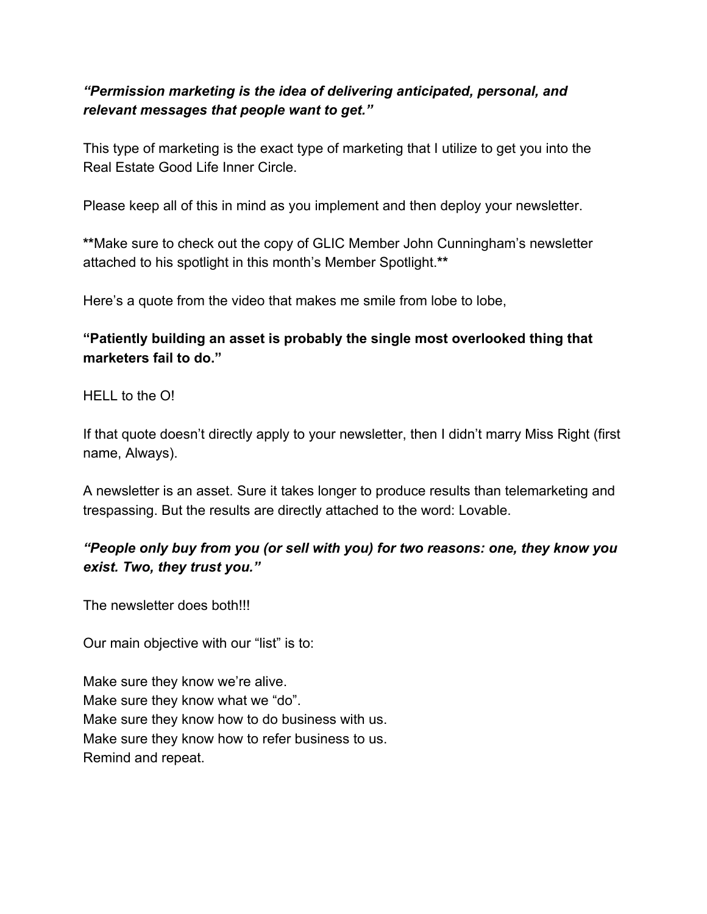***"Permission marketing is the idea of delivering anticipated, personal, and relevant messages that people want to get."***

This type of marketing is the exact type of marketing that I utilize to get you into the Real Estate Good Life Inner Circle.

Please keep all of this in mind as you implement and then deploy your newsletter.

**\*\*Make sure to check out the copy of GLIC Member John Cunningham's newsletter attached to his spotlight in this month's Member Spotlight.\*\***

Here's a quote from the video that makes me smile from lobe to lobe,

**"Patiently building an asset is probably the single most overlooked thing that marketers fail to do."**

HELL to the O!

If that quote doesn't directly apply to your newsletter, then I didn't marry Miss Right (first name, Always).

A newsletter is an asset. Sure it takes longer to produce results than telemarketing and trespassing. But the results are directly attached to the word: Lovable.

***"People only buy from you (or sell with you) for two reasons: one, they know you exist. Two, they trust you."***

The newsletter does both!!!

Our main objective with our "list" is to:

Make sure they know we're alive.
Make sure they know what we "do".
Make sure they know how to do business with us.
Make sure they know how to refer business to us.
Remind and repeat.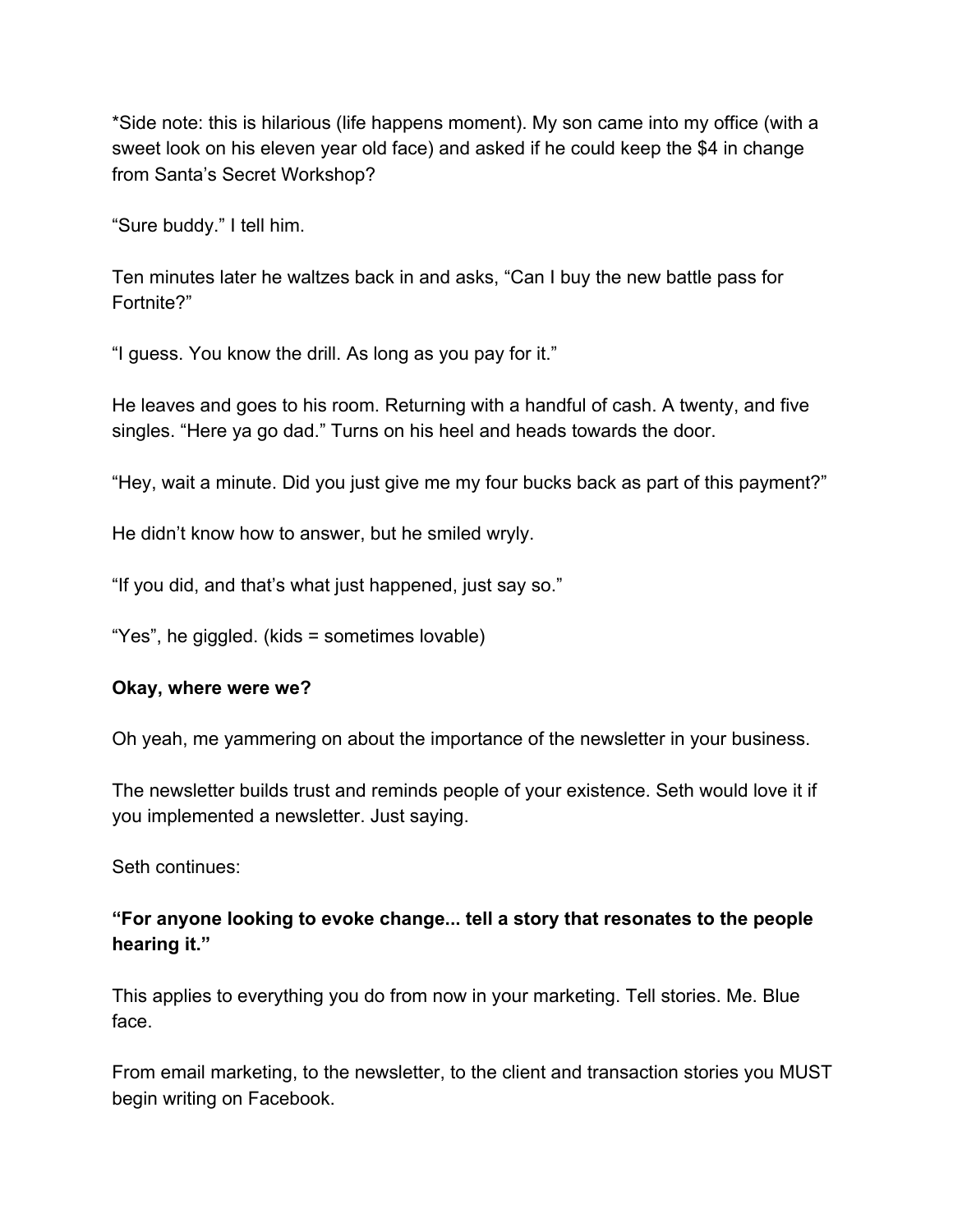*Side note: this is hilarious (life happens moment). My son came into my office (with a sweet look on his eleven year old face) and asked if he could keep the $4 in change from Santa's Secret Workshop?

"Sure buddy." I tell him.

Ten minutes later he waltzes back in and asks, "Can I buy the new battle pass for Fortnite?"

"I guess. You know the drill. As long as you pay for it."

He leaves and goes to his room. Returning with a handful of cash. A twenty, and five singles. "Here ya go dad." Turns on his heel and heads towards the door.

"Hey, wait a minute. Did you just give me my four bucks back as part of this payment?"

He didn't know how to answer, but he smiled wryly.

"If you did, and that's what just happened, just say so."

"Yes", he giggled. (kids = sometimes lovable)

**Okay, where were we?**

Oh yeah, me yammering on about the importance of the newsletter in your business.

The newsletter builds trust and reminds people of your existence. Seth would love it if you implemented a newsletter. Just saying.

Seth continues:

**"For anyone looking to evoke change... tell a story that resonates to the people hearing it."**

This applies to everything you do from now in your marketing. Tell stories. Me. Blue face.

From email marketing, to the newsletter, to the client and transaction stories you MUST begin writing on Facebook.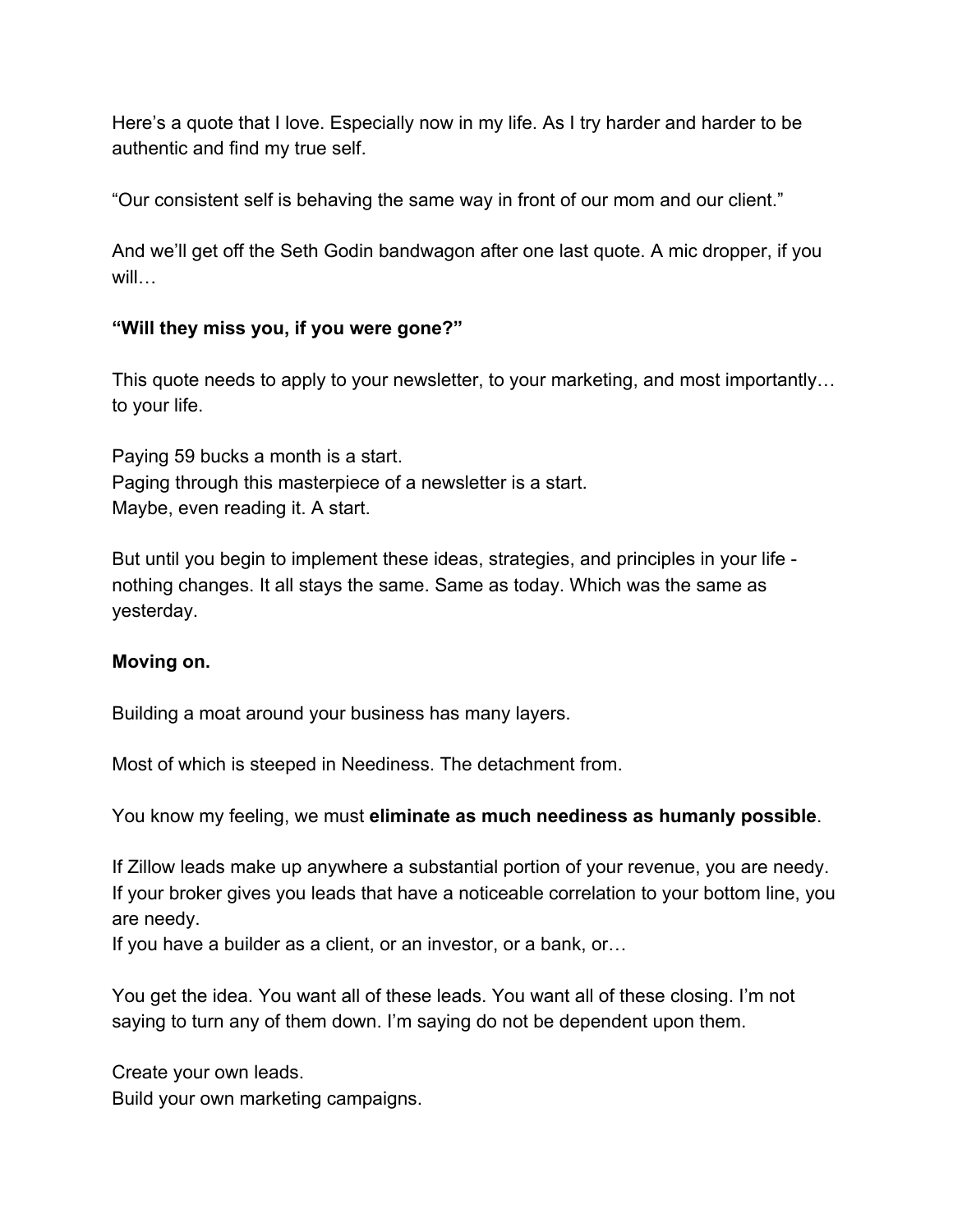Here's a quote that I love. Especially now in my life. As I try harder and harder to be authentic and find my true self.

"Our consistent self is behaving the same way in front of our mom and our client."

And we'll get off the Seth Godin bandwagon after one last quote. A mic dropper, if you will…

**"Will they miss you, if you were gone?"**

This quote needs to apply to your newsletter, to your marketing, and most importantly… to your life.

Paying 59 bucks a month is a start.
Paging through this masterpiece of a newsletter is a start.
Maybe, even reading it. A start.

But until you begin to implement these ideas, strategies, and principles in your life - nothing changes. It all stays the same. Same as today. Which was the same as yesterday.

**Moving on.**

Building a moat around your business has many layers.

Most of which is steeped in Neediness. The detachment from.

You know my feeling, we must **eliminate as much neediness as humanly possible**.

If Zillow leads make up anywhere a substantial portion of your revenue, you are needy.
If your broker gives you leads that have a noticeable correlation to your bottom line, you are needy.
If you have a builder as a client, or an investor, or a bank, or…

You get the idea. You want all of these leads. You want all of these closing. I'm not saying to turn any of them down. I'm saying do not be dependent upon them.

Create your own leads.
Build your own marketing campaigns.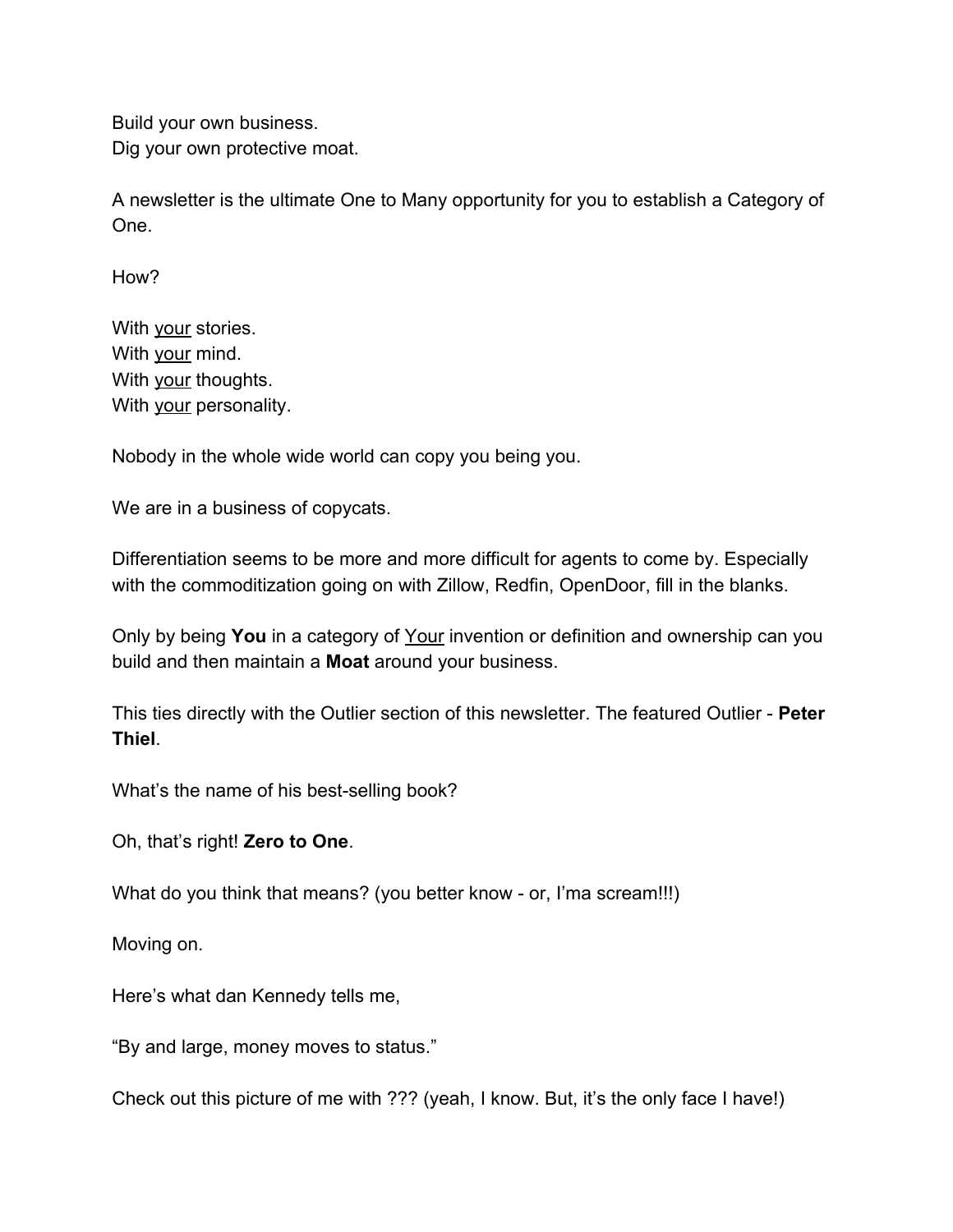Build your own business.
Dig your own protective moat.

A newsletter is the ultimate One to Many opportunity for you to establish a Category of One.

How?

With <u>your</u> stories.
With <u>your</u> mind.
With <u>your</u> thoughts.
With <u>your</u> personality.

Nobody in the whole wide world can copy you being you.

We are in a business of copycats.

Differentiation seems to be more and more difficult for agents to come by. Especially with the commoditization going on with Zillow, Redfin, OpenDoor, fill in the blanks.

Only by being **You** in a category of <u>Your</u> invention or definition and ownership can you build and then maintain a **Moat** around your business.

This ties directly with the Outlier section of this newsletter. The featured Outlier - **Peter Thiel**.

What's the name of his best-selling book?

Oh, that's right! **Zero to One**.

What do you think that means? (you better know - or, I'ma scream!!!)

Moving on.

Here's what dan Kennedy tells me,

"By and large, money moves to status."

Check out this picture of me with ??? (yeah, I know. But, it's the only face I have!)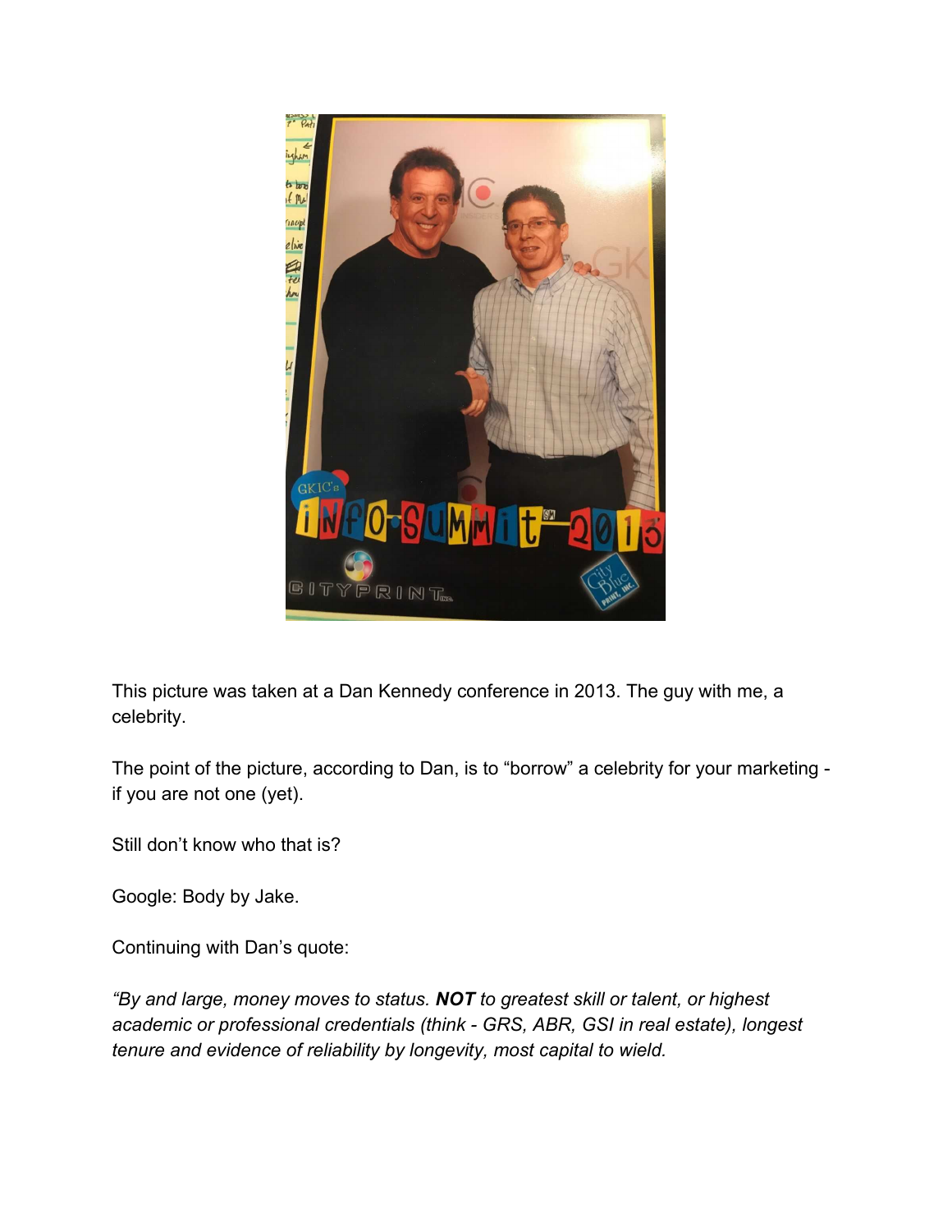This picture was taken at a Dan Kennedy conference in 2013. The guy with me, a celebrity.

The point of the picture, according to Dan, is to "borrow" a celebrity for your marketing - if you are not one (yet).

Still don't know who that is?

Google: Body by Jake.

Continuing with Dan's quote:

*"By and large, money moves to status.* ***NOT*** *to greatest skill or talent, or highest academic or professional credentials (think - GRS, ABR, GSI in real estate), longest tenure and evidence of reliability by longevity, most capital to wield.*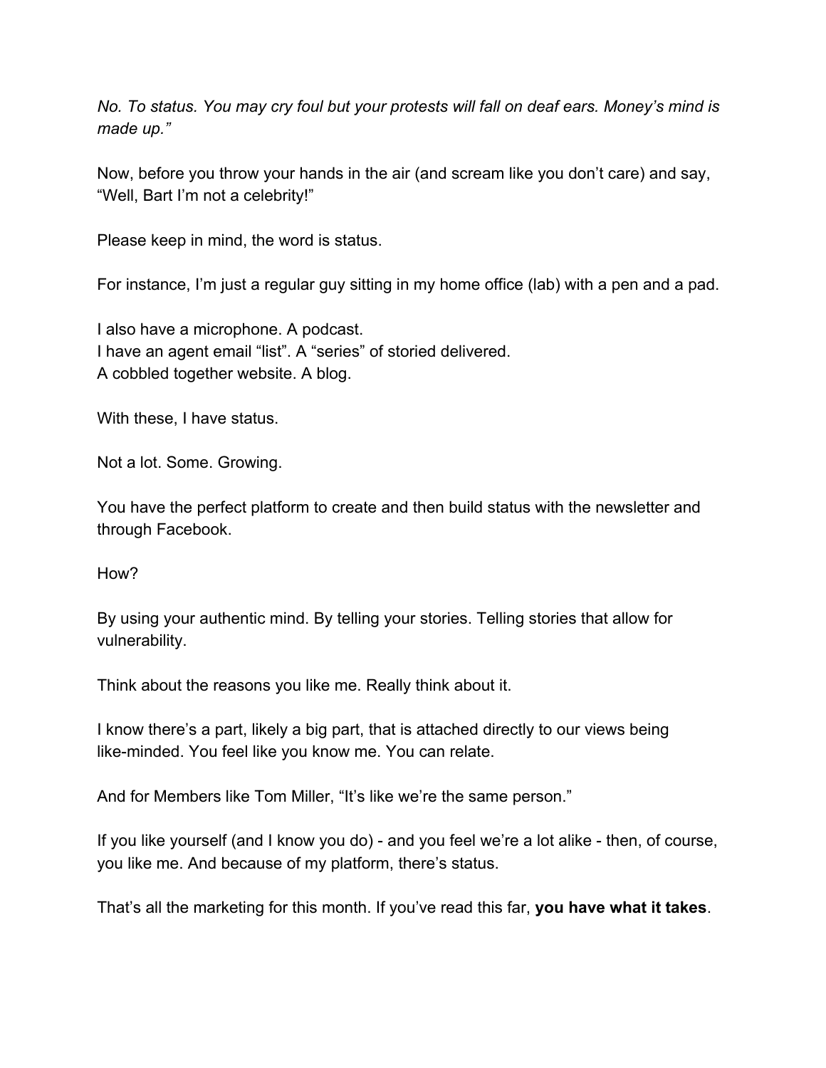*No. To status. You may cry foul but your protests will fall on deaf ears. Money's mind is made up."*

Now, before you throw your hands in the air (and scream like you don't care) and say, "Well, Bart I'm not a celebrity!"

Please keep in mind, the word is status.

For instance, I'm just a regular guy sitting in my home office (lab) with a pen and a pad.

I also have a microphone. A podcast.
I have an agent email "list". A "series" of storied delivered.
A cobbled together website. A blog.

With these, I have status.

Not a lot. Some. Growing.

You have the perfect platform to create and then build status with the newsletter and through Facebook.

How?

By using your authentic mind. By telling your stories. Telling stories that allow for vulnerability.

Think about the reasons you like me. Really think about it.

I know there's a part, likely a big part, that is attached directly to our views being like-minded. You feel like you know me. You can relate.

And for Members like Tom Miller, "It's like we're the same person."

If you like yourself (and I know you do) - and you feel we're a lot alike - then, of course, you like me. And because of my platform, there's status.

That's all the marketing for this month. If you've read this far, **you have what it takes**.